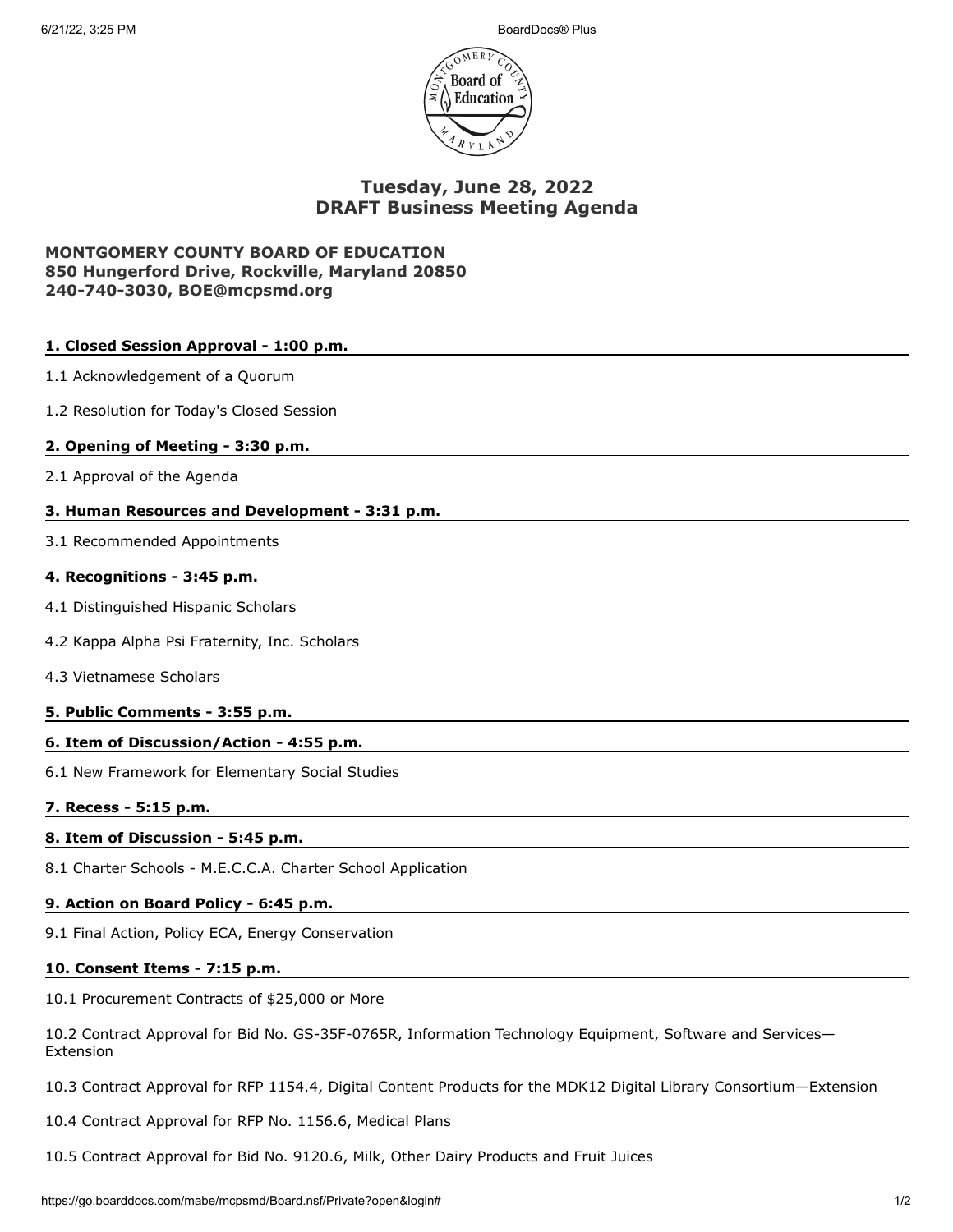# Tuesday, June 28, 2022
# DRAFT Business Meeting Agenda

**MONTGOMERY COUNTY BOARD OF EDUCATION**
**850 Hungerford Drive, Rockville, Maryland 20850**
**240-740-3030, BOE@mcpsmd.org**

## 1. Closed Session Approval - 1:00 p.m.

1.1 Acknowledgement of a Quorum

1.2 Resolution for Today's Closed Session

## 2. Opening of Meeting - 3:30 p.m.

2.1 Approval of the Agenda

## 3. Human Resources and Development - 3:31 p.m.

3.1 Recommended Appointments

## 4. Recognitions - 3:45 p.m.

4.1 Distinguished Hispanic Scholars

4.2 Kappa Alpha Psi Fraternity, Inc. Scholars

4.3 Vietnamese Scholars

## 5. Public Comments - 3:55 p.m.

## 6. Item of Discussion/Action - 4:55 p.m.

6.1 New Framework for Elementary Social Studies

## 7. Recess - 5:15 p.m.

## 8. Item of Discussion - 5:45 p.m.

8.1 Charter Schools - M.E.C.C.A. Charter School Application

## 9. Action on Board Policy - 6:45 p.m.

9.1 Final Action, Policy ECA, Energy Conservation

## 10. Consent Items - 7:15 p.m.

10.1 Procurement Contracts of $25,000 or More

10.2 Contract Approval for Bid No. GS-35F-0765R, Information Technology Equipment, Software and Services—Extension

10.3 Contract Approval for RFP 1154.4, Digital Content Products for the MDK12 Digital Library Consortium—Extension

10.4 Contract Approval for RFP No. 1156.6, Medical Plans

10.5 Contract Approval for Bid No. 9120.6, Milk, Other Dairy Products and Fruit Juices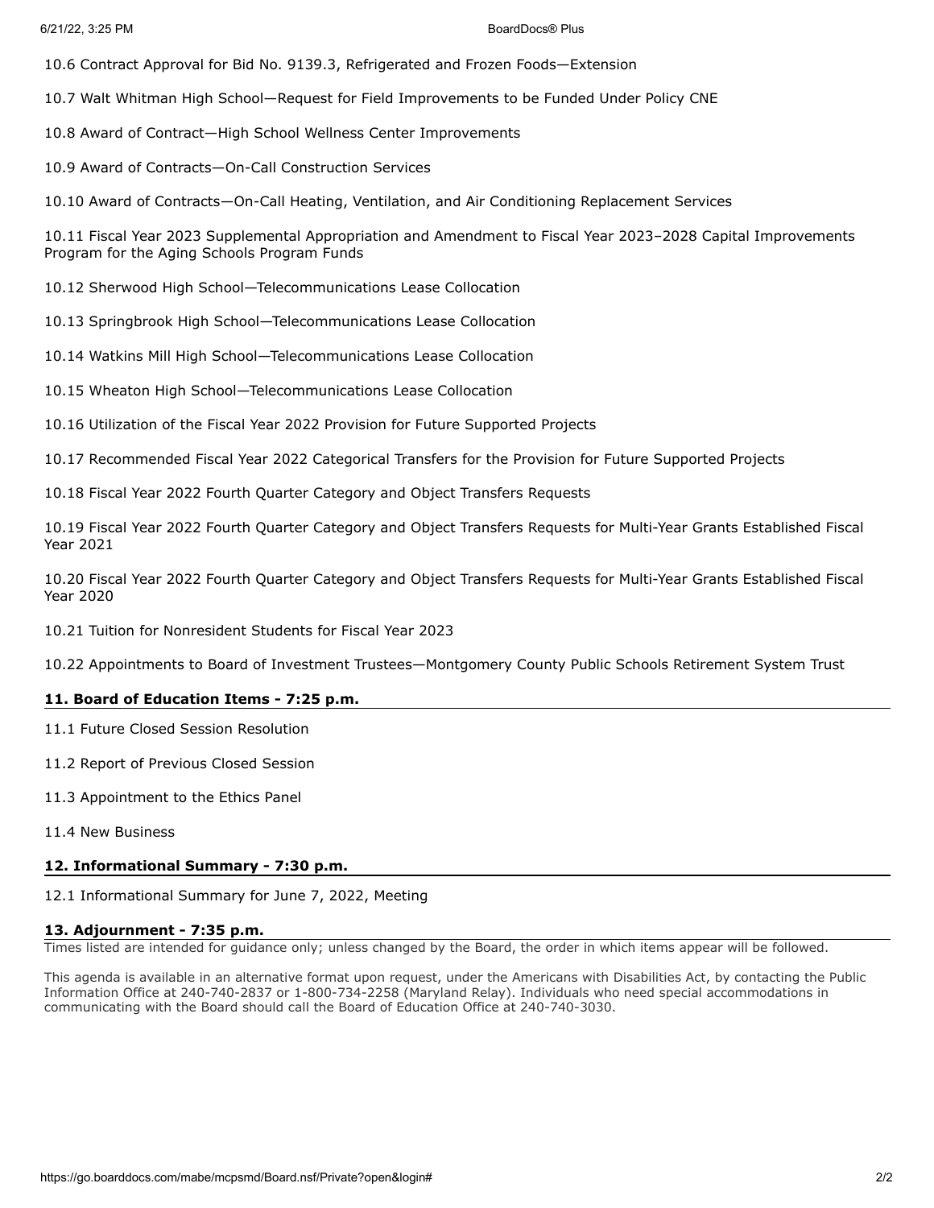10.6 Contract Approval for Bid No. 9139.3, Refrigerated and Frozen Foods—Extension

10.7 Walt Whitman High School—Request for Field Improvements to be Funded Under Policy CNE

10.8 Award of Contract—High School Wellness Center Improvements

10.9 Award of Contracts—On-Call Construction Services

10.10 Award of Contracts—On-Call Heating, Ventilation, and Air Conditioning Replacement Services

10.11 Fiscal Year 2023 Supplemental Appropriation and Amendment to Fiscal Year 2023–2028 Capital Improvements Program for the Aging Schools Program Funds

10.12 Sherwood High School—Telecommunications Lease Collocation

10.13 Springbrook High School—Telecommunications Lease Collocation

10.14 Watkins Mill High School—Telecommunications Lease Collocation

10.15 Wheaton High School—Telecommunications Lease Collocation

10.16 Utilization of the Fiscal Year 2022 Provision for Future Supported Projects

10.17 Recommended Fiscal Year 2022 Categorical Transfers for the Provision for Future Supported Projects

10.18 Fiscal Year 2022 Fourth Quarter Category and Object Transfers Requests

10.19 Fiscal Year 2022 Fourth Quarter Category and Object Transfers Requests for Multi-Year Grants Established Fiscal Year 2021

10.20 Fiscal Year 2022 Fourth Quarter Category and Object Transfers Requests for Multi-Year Grants Established Fiscal Year 2020

10.21 Tuition for Nonresident Students for Fiscal Year 2023

10.22 Appointments to Board of Investment Trustees—Montgomery County Public Schools Retirement System Trust

**11. Board of Education Items - 7:25 p.m.**

11.1 Future Closed Session Resolution

11.2 Report of Previous Closed Session

11.3 Appointment to the Ethics Panel

11.4 New Business

**12. Informational Summary - 7:30 p.m.**

12.1 Informational Summary for June 7, 2022, Meeting

**13. Adjournment - 7:35 p.m.**

Times listed are intended for guidance only; unless changed by the Board, the order in which items appear will be followed.

This agenda is available in an alternative format upon request, under the Americans with Disabilities Act, by contacting the Public Information Office at 240-740-2837 or 1-800-734-2258 (Maryland Relay). Individuals who need special accommodations in communicating with the Board should call the Board of Education Office at 240-740-3030.